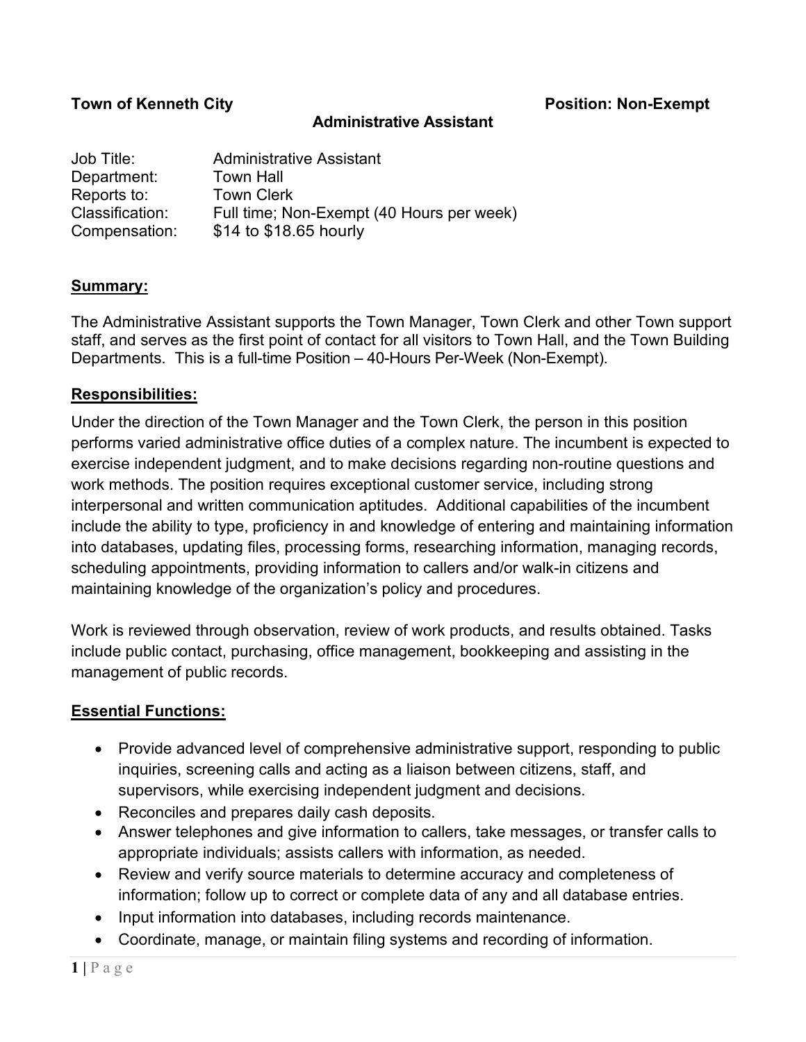**Town of Kenneth City** **Position: Non-Exempt**

**Administrative Assistant**

| | |
|---|---|
| Job Title: | Administrative Assistant |
| Department: | Town Hall |
| Reports to: | Town Clerk |
| Classification: | Full time; Non-Exempt (40 Hours per week) |
| Compensation: | $14 to $18.65 hourly |

## Summary:

The Administrative Assistant supports the Town Manager, Town Clerk and other Town support staff, and serves as the first point of contact for all visitors to Town Hall, and the Town Building Departments. This is a full-time Position – 40-Hours Per-Week (Non-Exempt).

## Responsibilities:

Under the direction of the Town Manager and the Town Clerk, the person in this position performs varied administrative office duties of a complex nature. The incumbent is expected to exercise independent judgment, and to make decisions regarding non-routine questions and work methods. The position requires exceptional customer service, including strong interpersonal and written communication aptitudes. Additional capabilities of the incumbent include the ability to type, proficiency in and knowledge of entering and maintaining information into databases, updating files, processing forms, researching information, managing records, scheduling appointments, providing information to callers and/or walk-in citizens and maintaining knowledge of the organization's policy and procedures.

Work is reviewed through observation, review of work products, and results obtained. Tasks include public contact, purchasing, office management, bookkeeping and assisting in the management of public records.

## Essential Functions:

- Provide advanced level of comprehensive administrative support, responding to public inquiries, screening calls and acting as a liaison between citizens, staff, and supervisors, while exercising independent judgment and decisions.
- Reconciles and prepares daily cash deposits.
- Answer telephones and give information to callers, take messages, or transfer calls to appropriate individuals; assists callers with information, as needed.
- Review and verify source materials to determine accuracy and completeness of information; follow up to correct or complete data of any and all database entries.
- Input information into databases, including records maintenance.
- Coordinate, manage, or maintain filing systems and recording of information.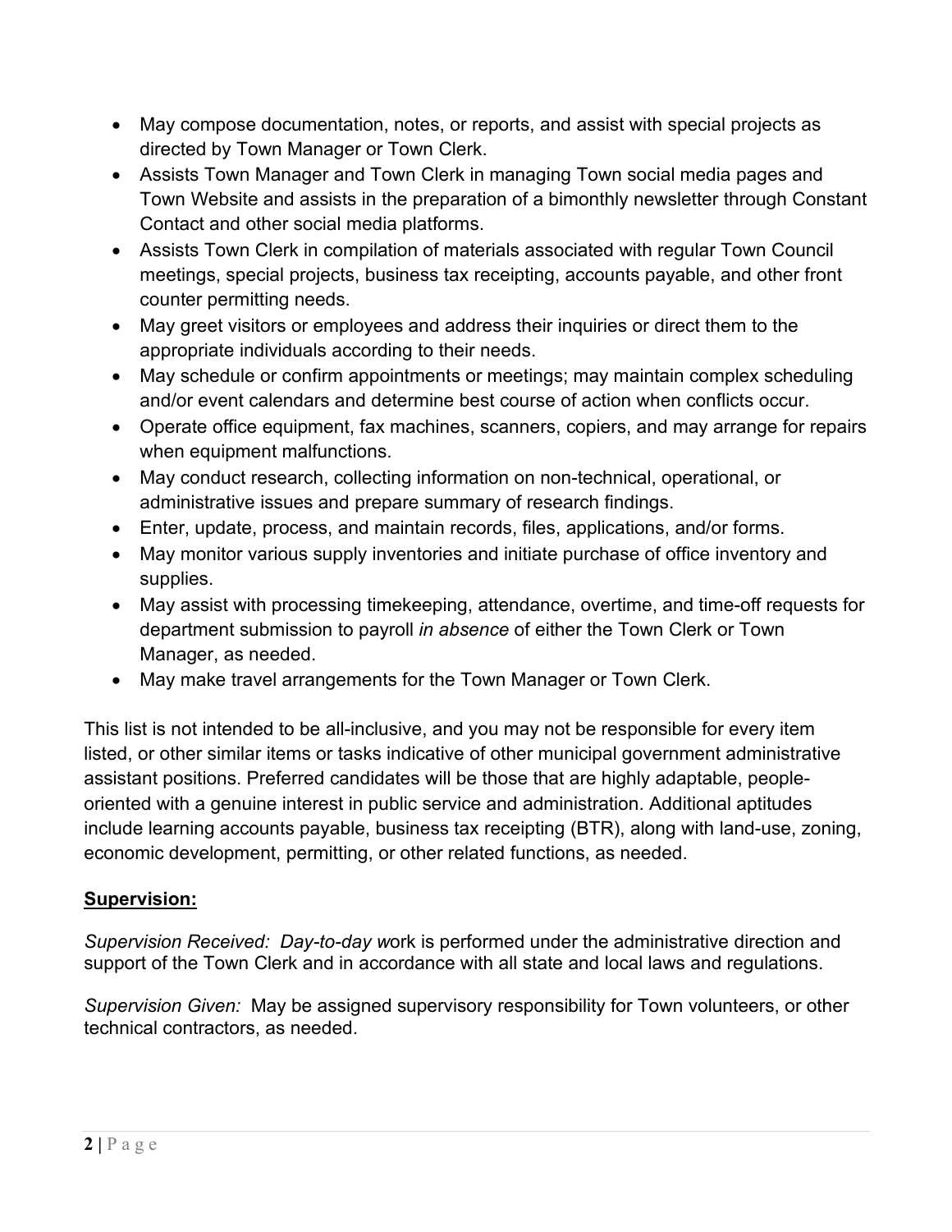- May compose documentation, notes, or reports, and assist with special projects as directed by Town Manager or Town Clerk.
- Assists Town Manager and Town Clerk in managing Town social media pages and Town Website and assists in the preparation of a bimonthly newsletter through Constant Contact and other social media platforms.
- Assists Town Clerk in compilation of materials associated with regular Town Council meetings, special projects, business tax receipting, accounts payable, and other front counter permitting needs.
- May greet visitors or employees and address their inquiries or direct them to the appropriate individuals according to their needs.
- May schedule or confirm appointments or meetings; may maintain complex scheduling and/or event calendars and determine best course of action when conflicts occur.
- Operate office equipment, fax machines, scanners, copiers, and may arrange for repairs when equipment malfunctions.
- May conduct research, collecting information on non-technical, operational, or administrative issues and prepare summary of research findings.
- Enter, update, process, and maintain records, files, applications, and/or forms.
- May monitor various supply inventories and initiate purchase of office inventory and supplies.
- May assist with processing timekeeping, attendance, overtime, and time-off requests for department submission to payroll *in absence* of either the Town Clerk or Town Manager, as needed.
- May make travel arrangements for the Town Manager or Town Clerk.

This list is not intended to be all-inclusive, and you may not be responsible for every item listed, or other similar items or tasks indicative of other municipal government administrative assistant positions. Preferred candidates will be those that are highly adaptable, people-oriented with a genuine interest in public service and administration. Additional aptitudes include learning accounts payable, business tax receipting (BTR), along with land-use, zoning, economic development, permitting, or other related functions, as needed.

## **Supervision:**

*Supervision Received: Day-to-day w*ork is performed under the administrative direction and support of the Town Clerk and in accordance with all state and local laws and regulations.

*Supervision Given:* May be assigned supervisory responsibility for Town volunteers, or other technical contractors, as needed.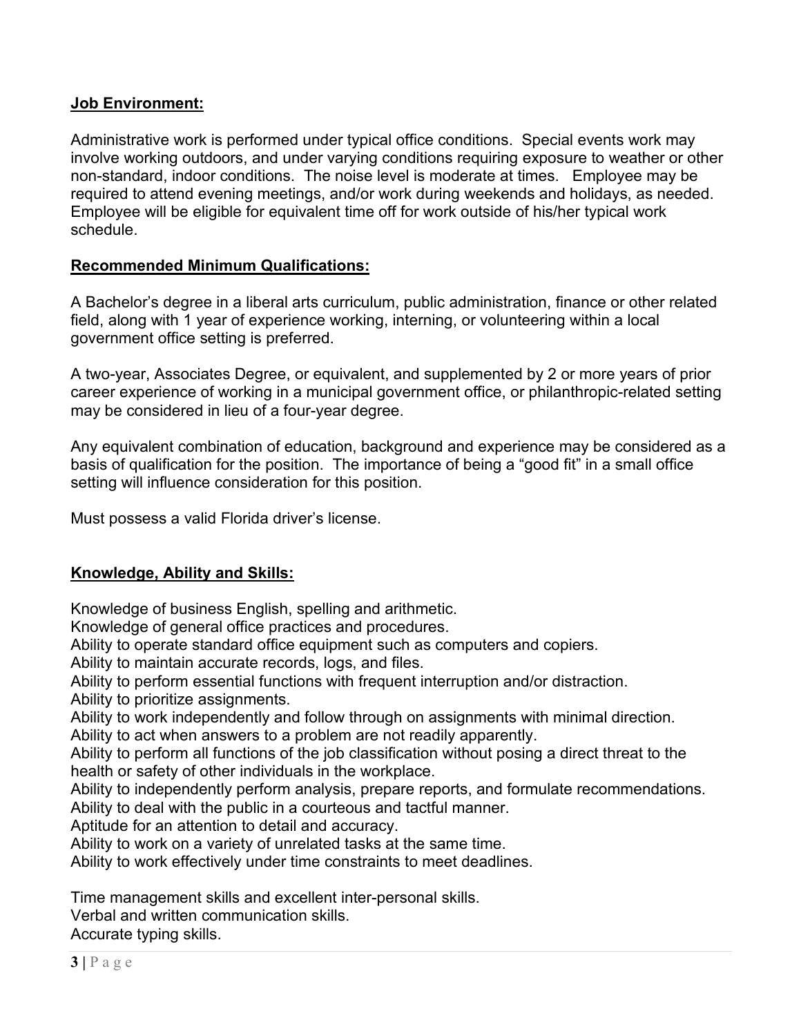## **Job Environment:**

Administrative work is performed under typical office conditions. Special events work may involve working outdoors, and under varying conditions requiring exposure to weather or other non-standard, indoor conditions. The noise level is moderate at times. Employee may be required to attend evening meetings, and/or work during weekends and holidays, as needed. Employee will be eligible for equivalent time off for work outside of his/her typical work schedule.

## **Recommended Minimum Qualifications:**

A Bachelor's degree in a liberal arts curriculum, public administration, finance or other related field, along with 1 year of experience working, interning, or volunteering within a local government office setting is preferred.

A two-year, Associates Degree, or equivalent, and supplemented by 2 or more years of prior career experience of working in a municipal government office, or philanthropic-related setting may be considered in lieu of a four-year degree.

Any equivalent combination of education, background and experience may be considered as a basis of qualification for the position. The importance of being a "good fit" in a small office setting will influence consideration for this position.

Must possess a valid Florida driver's license.

## **Knowledge, Ability and Skills:**

Knowledge of business English, spelling and arithmetic.
Knowledge of general office practices and procedures.
Ability to operate standard office equipment such as computers and copiers.
Ability to maintain accurate records, logs, and files.
Ability to perform essential functions with frequent interruption and/or distraction.
Ability to prioritize assignments.
Ability to work independently and follow through on assignments with minimal direction.
Ability to act when answers to a problem are not readily apparently.
Ability to perform all functions of the job classification without posing a direct threat to the health or safety of other individuals in the workplace.
Ability to independently perform analysis, prepare reports, and formulate recommendations.
Ability to deal with the public in a courteous and tactful manner.
Aptitude for an attention to detail and accuracy.
Ability to work on a variety of unrelated tasks at the same time.
Ability to work effectively under time constraints to meet deadlines.

Time management skills and excellent inter-personal skills.
Verbal and written communication skills.
Accurate typing skills.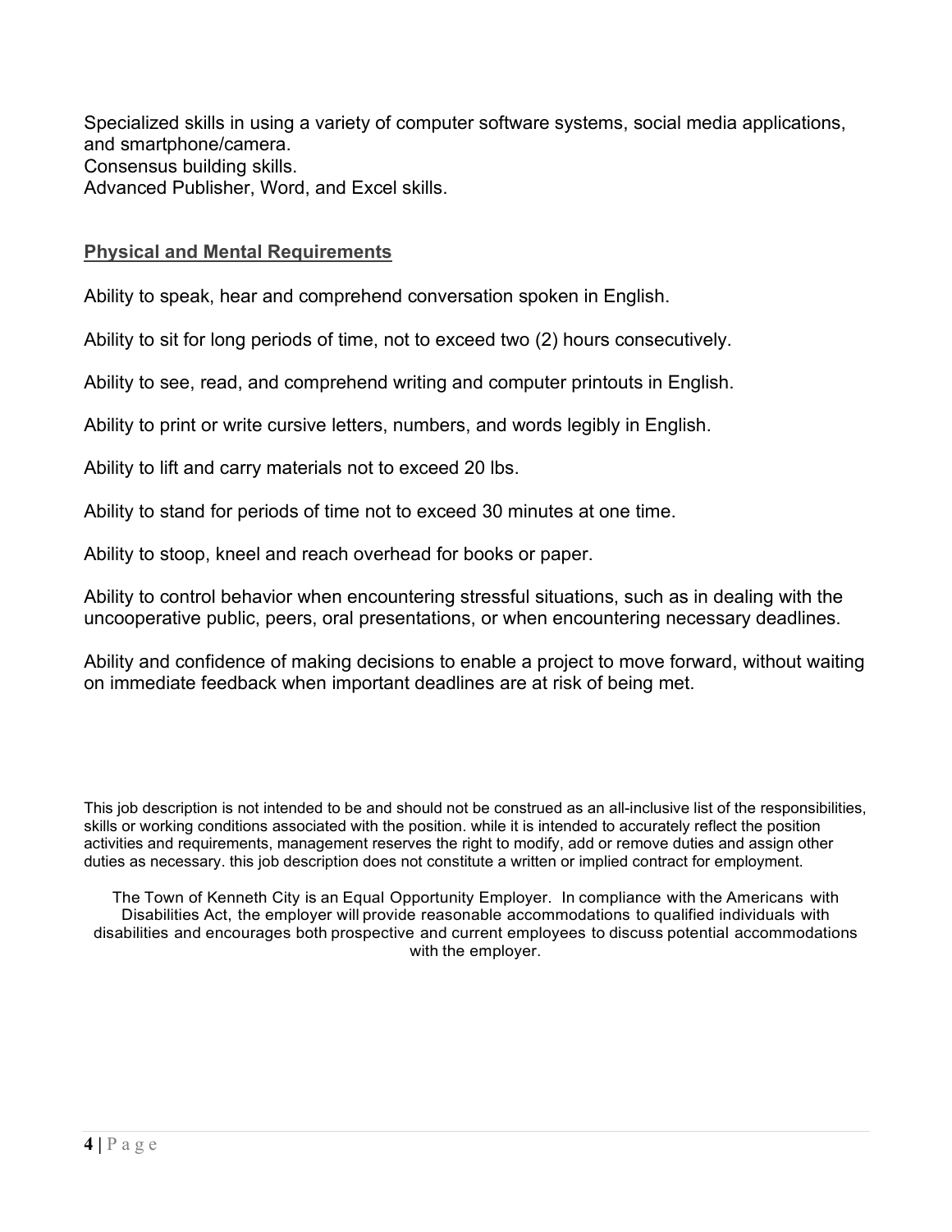Specialized skills in using a variety of computer software systems, social media applications, and smartphone/camera.
Consensus building skills.
Advanced Publisher, Word, and Excel skills.

## Physical and Mental Requirements

Ability to speak, hear and comprehend conversation spoken in English.

Ability to sit for long periods of time, not to exceed two (2) hours consecutively.

Ability to see, read, and comprehend writing and computer printouts in English.

Ability to print or write cursive letters, numbers, and words legibly in English.

Ability to lift and carry materials not to exceed 20 lbs.

Ability to stand for periods of time not to exceed 30 minutes at one time.

Ability to stoop, kneel and reach overhead for books or paper.

Ability to control behavior when encountering stressful situations, such as in dealing with the uncooperative public, peers, oral presentations, or when encountering necessary deadlines.

Ability and confidence of making decisions to enable a project to move forward, without waiting on immediate feedback when important deadlines are at risk of being met.

This job description is not intended to be and should not be construed as an all-inclusive list of the responsibilities, skills or working conditions associated with the position. while it is intended to accurately reflect the position activities and requirements, management reserves the right to modify, add or remove duties and assign other duties as necessary. this job description does not constitute a written or implied contract for employment.

The Town of Kenneth City is an Equal Opportunity Employer. In compliance with the Americans with Disabilities Act, the employer will provide reasonable accommodations to qualified individuals with disabilities and encourages both prospective and current employees to discuss potential accommodations with the employer.